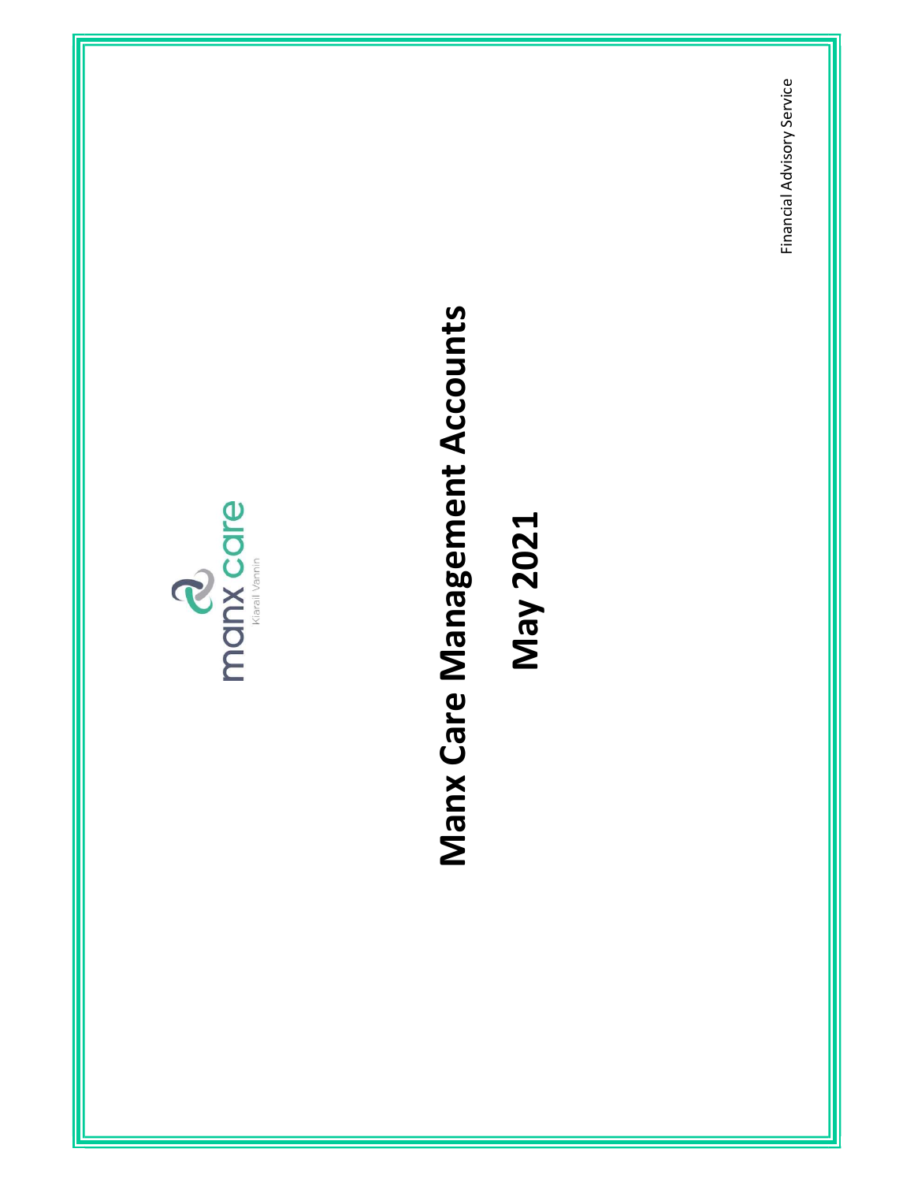manx care

Kiarail Vannin

# Manx Care Management Accounts

# May 2021

Financial Advisory Service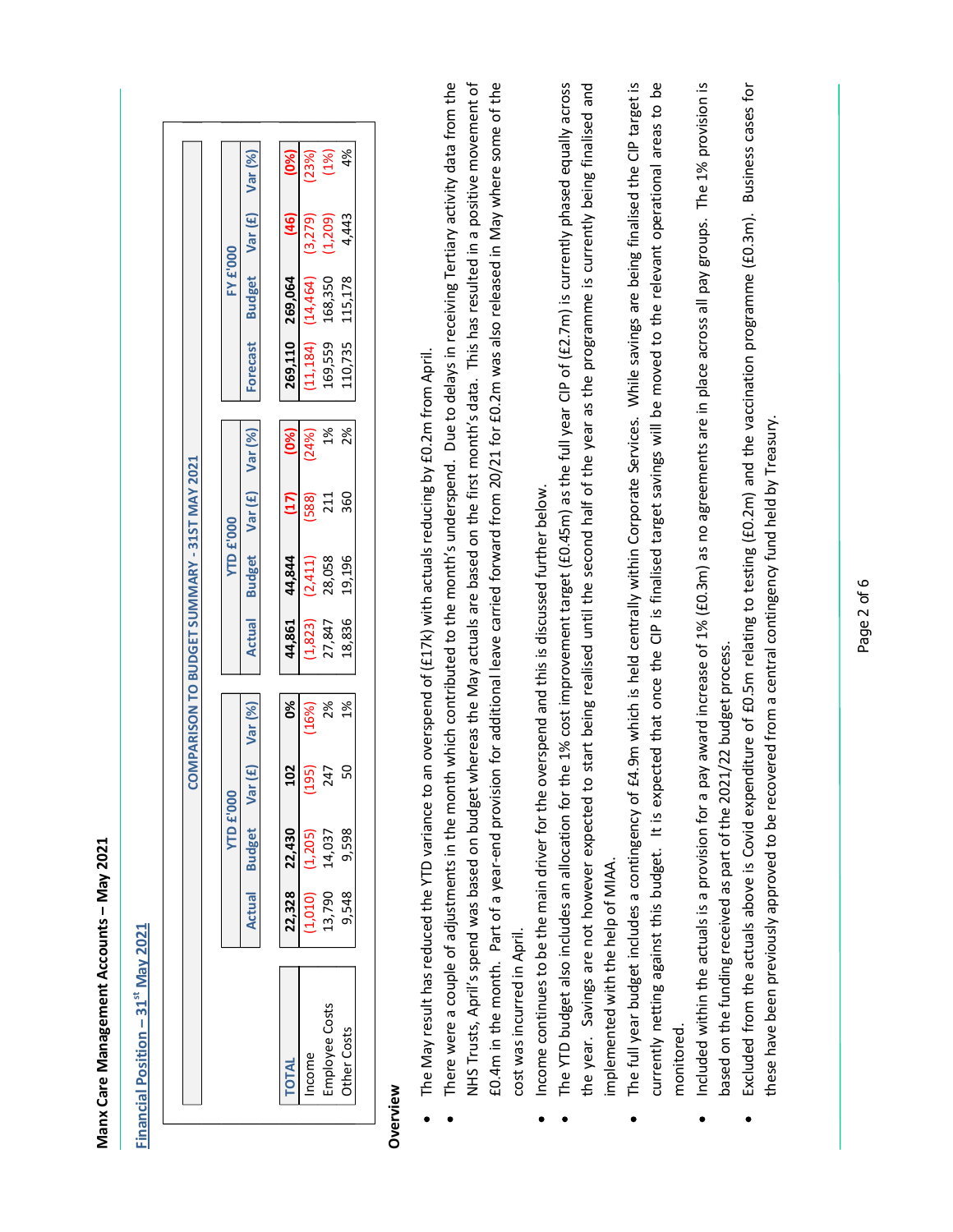# Manx Care Management Accounts – May 2021

## Financial Position – 31st May 2021

| COMPARISON TO BUDGET SUMMARY - 31ST MAY 2021 | | | | | | | | | | | | |
|---|---|---|---|---|---|---|---|---|---|---|---|---|
| | YTD £'000 | | | | YTD £'000 | | | | FY £'000 | | | |
| | Actual | Budget | Var (£) | Var (%) | Actual | Budget | Var (£) | Var (%) | Forecast | Budget | Var (£) | Var (%) |
| **TOTAL** | **22,328** | **22,430** | **102** | **0%** | **44,861** | **44,844** | **(17)** | **(0%)** | **269,110** | **269,064** | **(46)** | **(0%)** |
| Income | (1,010) | (1,205) | (195) | (16%) | (1,823) | (2,411) | (588) | (24%) | (11,184) | (14,464) | (3,279) | (23%) |
| Employee Costs | 13,790 | 14,037 | 247 | 2% | 27,847 | 28,058 | 211 | 1% | 169,559 | 168,350 | (1,209) | (1%) |
| Other Costs | 9,548 | 9,598 | 50 | 1% | 18,836 | 19,196 | 360 | 2% | 110,735 | 115,178 | 4,443 | 4% |

### Overview

- The May result has reduced the YTD variance to an overspend of (£17k) with actuals reducing by £0.2m from April.
- There were a couple of adjustments in the month which contributed to the month's underspend. Due to delays in receiving Tertiary activity data from the NHS Trusts, April's spend was based on budget whereas the May actuals are based on the first month's data. This has resulted in a positive movement of £0.4m in the month. Part of a year-end provision for additional leave carried forward from 20/21 for £0.2m was also released in May where some of the cost was incurred in April.
- Income continues to be the main driver for the overspend and this is discussed further below.
- The YTD budget also includes an allocation for the 1% cost improvement target (£0.45m) as the full year CIP of (£2.7m) is currently phased equally across the year. Savings are not however expected to start being realised until the second half of the year as the programme is currently being finalised and implemented with the help of MIAA.
- The full year budget includes a contingency of £4.9m which is held centrally within Corporate Services. While savings are being finalised the CIP target is currently netting against this budget. It is expected that once the CIP is finalised target savings will be moved to the relevant operational areas to be monitored.
- Included within the actuals is a provision for a pay award increase of 1% (£0.3m) as no agreements are in place across all pay groups. The 1% provision is based on the funding received as part of the 2021/22 budget process.
- Excluded from the actuals above is Covid expenditure of £0.5m relating to testing (£0.2m) and the vaccination programme (£0.3m). Business cases for these have been previously approved to be recovered from a central contingency fund held by Treasury.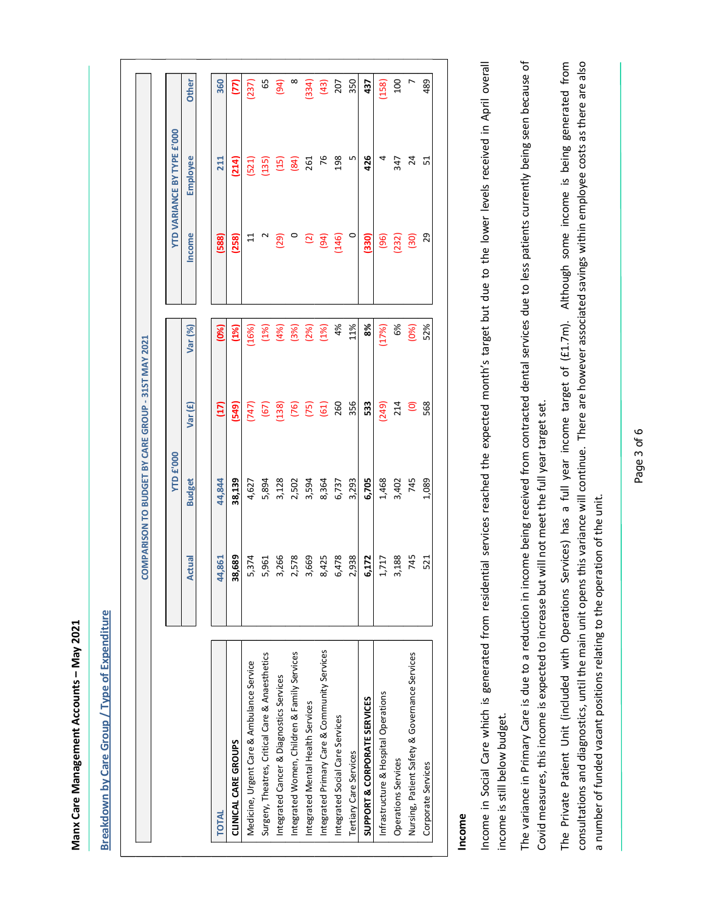# Manx Care Management Accounts – May 2021

## Breakdown by Care Group / Type of Expenditure

| | COMPARISON TO BUDGET BY CARE GROUP - 31ST MAY 2021 | | | | | | |
|---|---|---|---|---|---|---|---|
| | YTD £'000 | | | | YTD VARIANCE BY TYPE £'000 | | |
| | Actual | Budget | Var (£) | Var (%) | Income | Employee | Other |
| TOTAL | 44,861 | 44,844 | (17) | (0%) | (588) | 211 | 360 |
| CLINICAL CARE GROUPS | 38,689 | 38,139 | (549) | (1%) | (258) | (214) | (77) |
| Medicine, Urgent Care & Ambulance Service | 5,374 | 4,627 | (747) | (16%) | 11 | (521) | (237) |
| Surgery, Theatres, Critical Care & Anaesthetics | 5,961 | 5,894 | (67) | (1%) | 2 | (135) | 65 |
| Integrated Cancer & Diagnostics Services | 3,266 | 3,128 | (138) | (4%) | (29) | (15) | (94) |
| Integrated Women, Children & Family Services | 2,578 | 2,502 | (76) | (3%) | 0 | (84) | 8 |
| Integrated Mental Health Services | 3,669 | 3,594 | (75) | (2%) | (2) | 261 | (334) |
| Integrated Primary Care & Community Services | 8,425 | 8,364 | (61) | (1%) | (94) | 76 | (43) |
| Integrated Social Care Services | 6,478 | 6,737 | 260 | 4% | (146) | 198 | 207 |
| Tertiary Care Services | 2,938 | 3,293 | 356 | 11% | 0 | 5 | 350 |
| SUPPORT & CORPORATE SERVICES | 6,172 | 6,705 | 533 | 8% | (330) | 426 | 437 |
| Infrastructure & Hospital Operations | 1,717 | 1,468 | (249) | (17%) | (96) | 4 | (158) |
| Operations Services | 3,188 | 3,402 | 214 | 6% | (232) | 347 | 100 |
| Nursing, Patient Safety & Governance Services | 745 | 745 | (0) | (0%) | (30) | 24 | 7 |
| Corporate Services | 521 | 1,089 | 568 | 52% | 29 | 51 | 489 |

### Income

Income in Social Care which is generated from residential services reached the expected month's target but due to the lower levels received in April overall income is still below budget.

The variance in Primary Care is due to a reduction in income being received from contracted dental services due to less patients currently being seen because of Covid measures, this income is expected to increase but will not meet the full year target set.

The Private Patient Unit (included with Operations Services) has a full year income target of (£1.7m). Although some income is being generated from consultations and diagnostics, until the main unit opens this variance will continue. There are however associated savings within employee costs as there are also a number of funded vacant positions relating to the operation of the unit.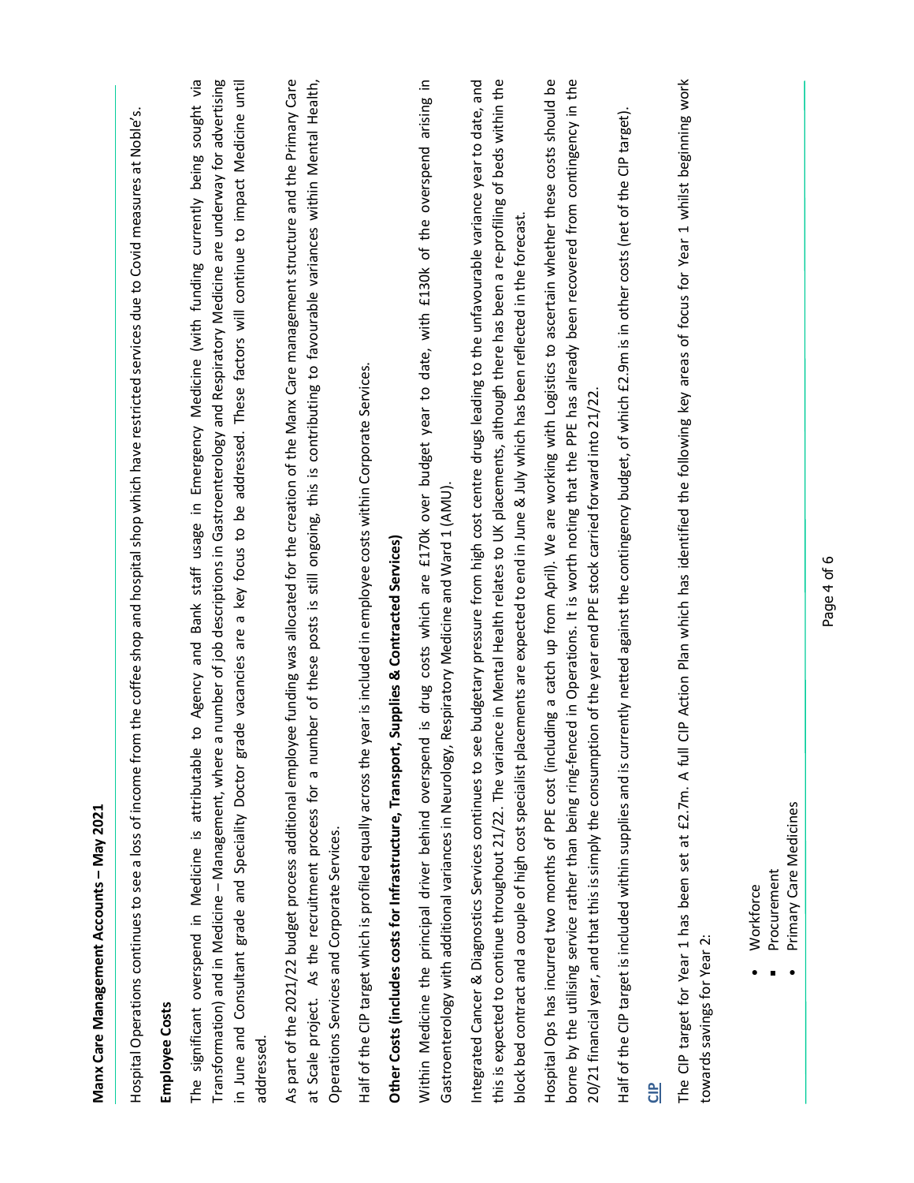Hospital Operations continues to see a loss of income from the coffee shop and hospital shop which have restricted services due to Covid measures at Noble's.

**Employee Costs**

The significant overspend in Medicine is attributable to Agency and Bank staff usage in Emergency Medicine (with funding currently being sought via Transformation) and in Medicine – Management, where a number of job descriptions in Gastroenterology and Respiratory Medicine are underway for advertising in June and Consultant grade and Speciality Doctor grade vacancies are a key focus to be addressed. These factors will continue to impact Medicine until addressed.

As part of the 2021/22 budget process additional employee funding was allocated for the creation of the Manx Care management structure and the Primary Care at Scale project. As the recruitment process for a number of these posts is still ongoing, this is contributing to favourable variances within Mental Health, Operations Services and Corporate Services.

Half of the CIP target which is profiled equally across the year is included in employee costs within Corporate Services.

**Other Costs (includes costs for Infrastructure, Transport, Supplies & Contracted Services)**

Within Medicine the principal driver behind overspend is drug costs which are £170k over budget year to date, with £130k of the overspend arising in Gastroenterology with additional variances in Neurology, Respiratory Medicine and Ward 1 (AMU).

Integrated Cancer & Diagnostics Services continues to see budgetary pressure from high cost centre drugs leading to the unfavourable variance year to date, and this is expected to continue throughout 21/22. The variance in Mental Health relates to UK placements, although there has been a re-profiling of beds within the block bed contract and a couple of high cost specialist placements are expected to end in June & July which has been reflected in the forecast.

Hospital Ops has incurred two months of PPE cost (including a catch up from April). We are working with Logistics to ascertain whether these costs should be borne by the utilising service rather than being ring-fenced in Operations. It is worth noting that the PPE has already been recovered from contingency in the 20/21 financial year, and that this is simply the consumption of the year end PPE stock carried forward into 21/22.

Half of the CIP target is included within supplies and is currently netted against the contingency budget, of which £2.9m is in other costs (net of the CIP target).

**CIP**

The CIP target for Year 1 has been set at £2.7m. A full CIP Action Plan which has identified the following key areas of focus for Year 1 whilst beginning work towards savings for Year 2:

- Workforce
- Procurement
- Primary Care Medicines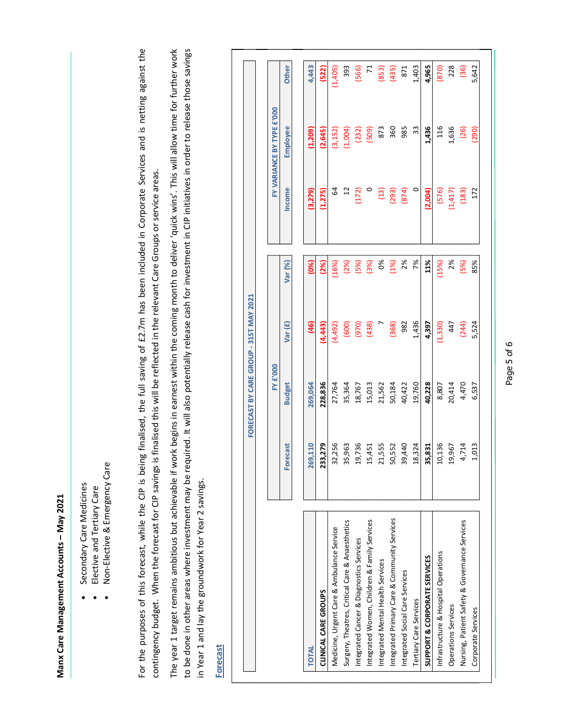**Manx Care Management Accounts – May 2021**

- Secondary Care Medicines
- Elective and Tertiary Care
- Non-Elective & Emergency Care

For the purposes of this forecast, while the CIP is being finalised, the full saving of £2.7m has been included in Corporate Services and is netting against the contingency budget. When the forecast for CIP savings is finalised this will be reflected in the relevant Care Groups or service areas.

The year 1 target remains ambitious but achievable if work begins in earnest within the coming month to deliver 'quick wins'. This will allow time for further work to be done in other areas where investment may be required. It will also potentially release cash for investment in CIP initiatives in order to release those savings in Year 1 and lay the groundwork for Year 2 savings.

**Forecast**

| FORECAST BY CARE GROUP - 31ST MAY 2021 | FY £'000 | | | | FY VARIANCE BY TYPE £'000 | | |
|---|---|---|---|---|---|---|---|
| | Forecast | Budget | Var (£) | Var (%) | Income | Employee | Other |
| **TOTAL** | **269,110** | **269,064** | **(46)** | **(0%)** | **(3,279)** | **(1,209)** | **4,443** |
| **CLINICAL CARE GROUPS** | **233,279** | **228,836** | **(4,443)** | **(2%)** | **(1,275)** | **(2,645)** | **(522)** |
| Medicine, Urgent Care & Ambulance Service | 32,256 | 27,764 | (4,492) | (16%) | 64 | (3,152) | (1,405) |
| Surgery, Theatres, Critical Care & Anaesthetics | 35,963 | 35,364 | (600) | (2%) | 12 | (1,004) | 393 |
| Integrated Cancer & Diagnostics Services | 19,736 | 18,767 | (970) | (5%) | (172) | (232) | (566) |
| Integrated Women, Children & Family Services | 15,451 | 15,013 | (438) | (3%) | 0 | (509) | 71 |
| Integrated Mental Health Services | 21,555 | 21,562 | 7 | 0% | (13) | 873 | (853) |
| Integrated Primary Care & Community Services | 50,552 | 50,184 | (368) | (1%) | (293) | 360 | (435) |
| Integrated Social Care Services | 39,440 | 40,422 | 982 | 2% | (874) | 985 | 871 |
| Tertiary Care Services | 18,324 | 19,760 | 1,436 | 7% | 0 | 33 | 1,403 |
| **SUPPORT & CORPORATE SERVICES** | **35,831** | **40,228** | **4,397** | **11%** | **(2,004)** | **1,436** | **4,965** |
| Infrastructure & Hospital Operations | 10,136 | 8,807 | (1,330) | (15%) | (576) | 116 | (870) |
| Operations Services | 19,967 | 20,414 | 447 | 2% | (1,417) | 1,636 | 228 |
| Nursing, Patient Safety & Governance Services | 4,714 | 4,470 | (244) | (5%) | (183) | (26) | (36) |
| Corporate Services | 1,013 | 6,537 | 5,524 | 85% | 172 | (290) | 5,642 |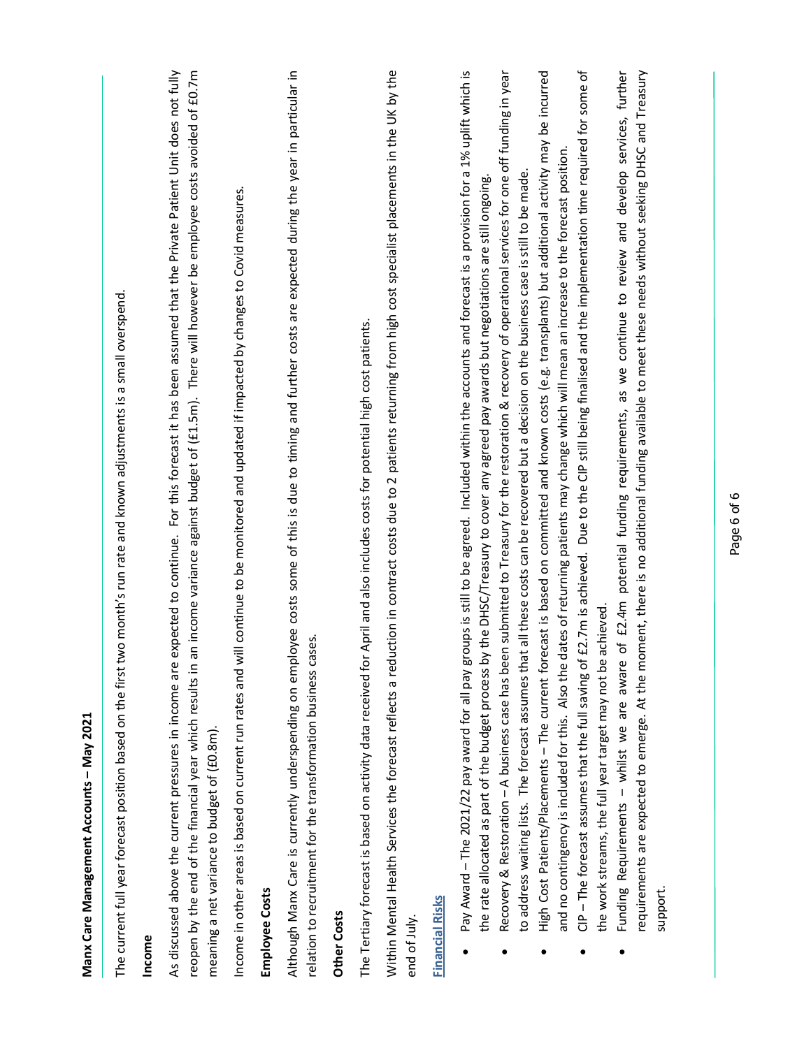**Manx Care Management Accounts – May 2021**

The current full year forecast position based on the first two month's run rate and known adjustments is a small overspend.

**Income**

As discussed above the current pressures in income are expected to continue. For this forecast it has been assumed that the Private Patient Unit does not fully reopen by the end of the financial year which results in an income variance against budget of (£1.5m). There will however be employee costs avoided of £0.7m meaning a net variance to budget of (£0.8m).

Income in other areas is based on current run rates and will continue to be monitored and updated if impacted by changes to Covid measures.

**Employee Costs**

Although Manx Care is currently underspending on employee costs some of this is due to timing and further costs are expected during the year in particular in relation to recruitment for the transformation business cases.

**Other Costs**

The Tertiary forecast is based on activity data received for April and also includes costs for potential high cost patients.

Within Mental Health Services the forecast reflects a reduction in contract costs due to 2 patients returning from high cost specialist placements in the UK by the end of July.

**Financial Risks**

- Pay Award – The 2021/22 pay award for all pay groups is still to be agreed. Included within the accounts and forecast is a provision for a 1% uplift which is the rate allocated as part of the budget process by the DHSC/Treasury to cover any agreed pay awards but negotiations are still ongoing.
- Recovery & Restoration – A business case has been submitted to Treasury for the restoration & recovery of operational services for one off funding in year to address waiting lists. The forecast assumes that all these costs can be recovered but a decision on the business case is still to be made.
- High Cost Patients/Placements – The current forecast is based on committed and known costs (e.g. transplants) but additional activity may be incurred and no contingency is included for this. Also the dates of returning patients may change which will mean an increase to the forecast position.
- CIP – The forecast assumes that the full saving of £2.7m is achieved. Due to the CIP still being finalised and the implementation time required for some of the work streams, the full year target may not be achieved.
- Funding Requirements – whilst we are aware of £2.4m potential funding requirements, as we continue to review and develop services, further requirements are expected to emerge. At the moment, there is no additional funding available to meet these needs without seeking DHSC and Treasury support.